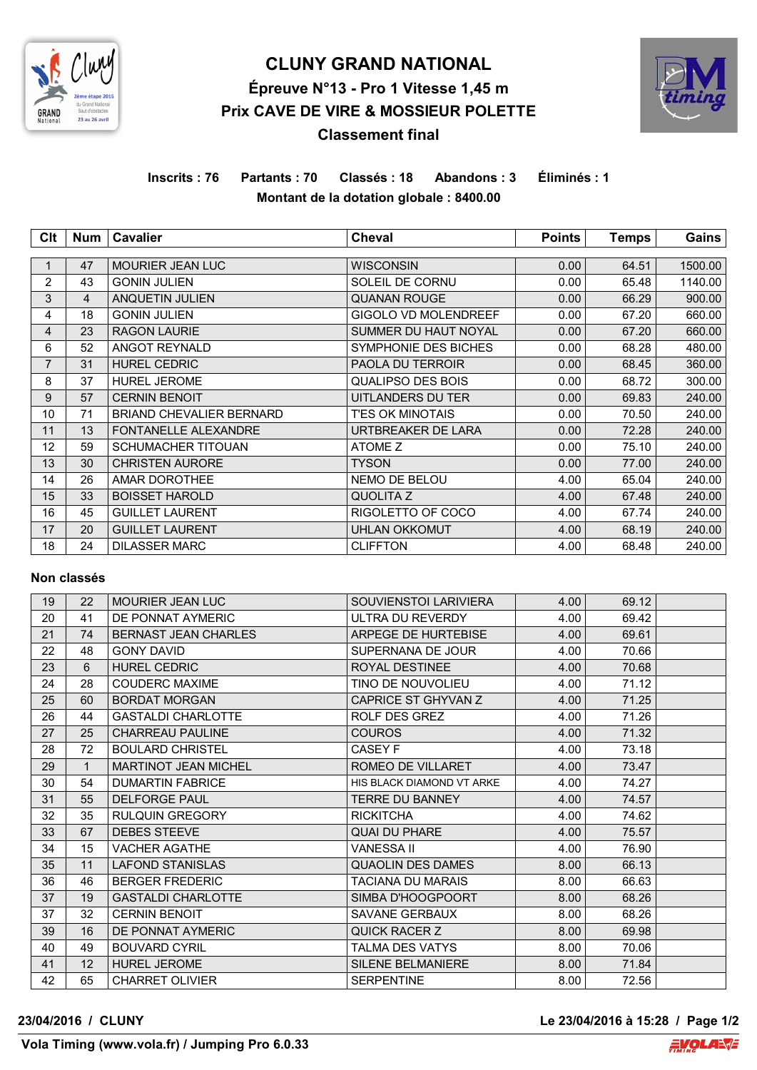# CLUNY GRAND NATIONAL

## Épreuve N°13 - Pro 1 Vitesse 1,45 m

## Prix CAVE DE VIRE & MOSSIEUR POLETTE

## Classement final

**Inscrits : 76 Partants : 70 Classés : 18 Abandons : 3 Éliminés : 1**

**Montant de la dotation globale : 8400.00**

| Clt | Num | Cavalier | Cheval | Points | Temps | Gains |
|---|---|---|---|---|---|---|
| 1 | 47 | MOURIER JEAN LUC | WISCONSIN | 0.00 | 64.51 | 1500.00 |
| 2 | 43 | GONIN JULIEN | SOLEIL DE CORNU | 0.00 | 65.48 | 1140.00 |
| 3 | 4 | ANQUETIN JULIEN | QUANAN ROUGE | 0.00 | 66.29 | 900.00 |
| 4 | 18 | GONIN JULIEN | GIGOLO VD MOLENDREEF | 0.00 | 67.20 | 660.00 |
| 4 | 23 | RAGON LAURIE | SUMMER DU HAUT NOYAL | 0.00 | 67.20 | 660.00 |
| 6 | 52 | ANGOT REYNALD | SYMPHONIE DES BICHES | 0.00 | 68.28 | 480.00 |
| 7 | 31 | HUREL CEDRIC | PAOLA DU TERROIR | 0.00 | 68.45 | 360.00 |
| 8 | 37 | HUREL JEROME | QUALIPSO DES BOIS | 0.00 | 68.72 | 300.00 |
| 9 | 57 | CERNIN BENOIT | UITLANDERS DU TER | 0.00 | 69.83 | 240.00 |
| 10 | 71 | BRIAND CHEVALIER BERNARD | T'ES OK MINOTAIS | 0.00 | 70.50 | 240.00 |
| 11 | 13 | FONTANELLE ALEXANDRE | URTBREAKER DE LARA | 0.00 | 72.28 | 240.00 |
| 12 | 59 | SCHUMACHER TITOUAN | ATOME Z | 0.00 | 75.10 | 240.00 |
| 13 | 30 | CHRISTEN AURORE | TYSON | 0.00 | 77.00 | 240.00 |
| 14 | 26 | AMAR DOROTHEE | NEMO DE BELOU | 4.00 | 65.04 | 240.00 |
| 15 | 33 | BOISSET HAROLD | QUOLITA Z | 4.00 | 67.48 | 240.00 |
| 16 | 45 | GUILLET LAURENT | RIGOLETTO OF COCO | 4.00 | 67.74 | 240.00 |
| 17 | 20 | GUILLET LAURENT | UHLAN OKKOMUT | 4.00 | 68.19 | 240.00 |
| 18 | 24 | DILASSER MARC | CLIFFTON | 4.00 | 68.48 | 240.00 |

**Non classés**

| Clt | Num | Cavalier | Cheval | Points | Temps | Gains |
|---|---|---|---|---|---|---|
| 19 | 22 | MOURIER JEAN LUC | SOUVIENSTOI LARIVIERA | 4.00 | 69.12 | |
| 20 | 41 | DE PONNAT AYMERIC | ULTRA DU REVERDY | 4.00 | 69.42 | |
| 21 | 74 | BERNAST JEAN CHARLES | ARPEGE DE HURTEBISE | 4.00 | 69.61 | |
| 22 | 48 | GONY DAVID | SUPERNANA DE JOUR | 4.00 | 70.66 | |
| 23 | 6 | HUREL CEDRIC | ROYAL DESTINEE | 4.00 | 70.68 | |
| 24 | 28 | COUDERC MAXIME | TINO DE NOUVOLIEU | 4.00 | 71.12 | |
| 25 | 60 | BORDAT MORGAN | CAPRICE ST GHYVAN Z | 4.00 | 71.25 | |
| 26 | 44 | GASTALDI CHARLOTTE | ROLF DES GREZ | 4.00 | 71.26 | |
| 27 | 25 | CHARREAU PAULINE | COUROS | 4.00 | 71.32 | |
| 28 | 72 | BOULARD CHRISTEL | CASEY F | 4.00 | 73.18 | |
| 29 | 1 | MARTINOT JEAN MICHEL | ROMEO DE VILLARET | 4.00 | 73.47 | |
| 30 | 54 | DUMARTIN FABRICE | HIS BLACK DIAMOND VT ARKE | 4.00 | 74.27 | |
| 31 | 55 | DELFORGE PAUL | TERRE DU BANNEY | 4.00 | 74.57 | |
| 32 | 35 | RULQUIN GREGORY | RICKITCHA | 4.00 | 74.62 | |
| 33 | 67 | DEBES STEEVE | QUAI DU PHARE | 4.00 | 75.57 | |
| 34 | 15 | VACHER AGATHE | VANESSA II | 4.00 | 76.90 | |
| 35 | 11 | LAFOND STANISLAS | QUAOLIN DES DAMES | 8.00 | 66.13 | |
| 36 | 46 | BERGER FREDERIC | TACIANA DU MARAIS | 8.00 | 66.63 | |
| 37 | 19 | GASTALDI CHARLOTTE | SIMBA D'HOOGPOORT | 8.00 | 68.26 | |
| 37 | 32 | CERNIN BENOIT | SAVANE GERBAUX | 8.00 | 68.26 | |
| 39 | 16 | DE PONNAT AYMERIC | QUICK RACER Z | 8.00 | 69.98 | |
| 40 | 49 | BOUVARD CYRIL | TALMA DES VATYS | 8.00 | 70.06 | |
| 41 | 12 | HUREL JEROME | SILENE BELMANIERE | 8.00 | 71.84 | |
| 42 | 65 | CHARRET OLIVIER | SERPENTINE | 8.00 | 72.56 | |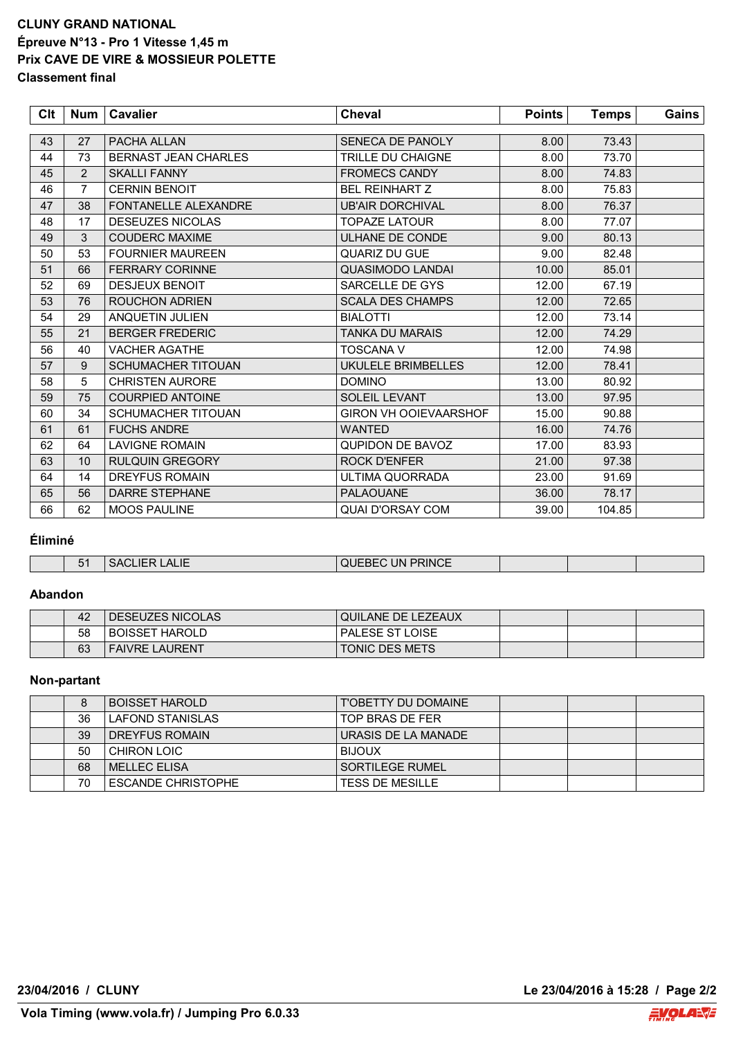**CLUNY GRAND NATIONAL**
**Épreuve N°13 - Pro 1 Vitesse 1,45 m**
**Prix CAVE DE VIRE & MOSSIEUR POLETTE**
**Classement final**

| Clt | Num | Cavalier | Cheval | Points | Temps | Gains |
|---|---|---|---|---|---|---|
| 43 | 27 | PACHA ALLAN | SENECA DE PANOLY | 8.00 | 73.43 | |
| 44 | 73 | BERNAST JEAN CHARLES | TRILLE DU CHAIGNE | 8.00 | 73.70 | |
| 45 | 2 | SKALLI FANNY | FROMECS CANDY | 8.00 | 74.83 | |
| 46 | 7 | CERNIN BENOIT | BEL REINHART Z | 8.00 | 75.83 | |
| 47 | 38 | FONTANELLE ALEXANDRE | UB'AIR DORCHIVAL | 8.00 | 76.37 | |
| 48 | 17 | DESEUZES NICOLAS | TOPAZE LATOUR | 8.00 | 77.07 | |
| 49 | 3 | COUDERC MAXIME | ULHANE DE CONDE | 9.00 | 80.13 | |
| 50 | 53 | FOURNIER MAUREEN | QUARIZ DU GUE | 9.00 | 82.48 | |
| 51 | 66 | FERRARY CORINNE | QUASIMODO LANDAI | 10.00 | 85.01 | |
| 52 | 69 | DESJEUX BENOIT | SARCELLE DE GYS | 12.00 | 67.19 | |
| 53 | 76 | ROUCHON ADRIEN | SCALA DES CHAMPS | 12.00 | 72.65 | |
| 54 | 29 | ANQUETIN JULIEN | BIALOTTI | 12.00 | 73.14 | |
| 55 | 21 | BERGER FREDERIC | TANKA DU MARAIS | 12.00 | 74.29 | |
| 56 | 40 | VACHER AGATHE | TOSCANA V | 12.00 | 74.98 | |
| 57 | 9 | SCHUMACHER TITOUAN | UKULELE BRIMBELLES | 12.00 | 78.41 | |
| 58 | 5 | CHRISTEN AURORE | DOMINO | 13.00 | 80.92 | |
| 59 | 75 | COURPIED ANTOINE | SOLEIL LEVANT | 13.00 | 97.95 | |
| 60 | 34 | SCHUMACHER TITOUAN | GIRON VH OOIEVAARSHOF | 15.00 | 90.88 | |
| 61 | 61 | FUCHS ANDRE | WANTED | 16.00 | 74.76 | |
| 62 | 64 | LAVIGNE ROMAIN | QUPIDON DE BAVOZ | 17.00 | 83.93 | |
| 63 | 10 | RULQUIN GREGORY | ROCK D'ENFER | 21.00 | 97.38 | |
| 64 | 14 | DREYFUS ROMAIN | ULTIMA QUORRADA | 23.00 | 91.69 | |
| 65 | 56 | DARRE STEPHANE | PALAOUANE | 36.00 | 78.17 | |
| 66 | 62 | MOOS PAULINE | QUAI D'ORSAY COM | 39.00 | 104.85 | |

**Éliminé**

| | | | | | | |
|---|---|---|---|---|---|---|
| | 51 | SACLIER LALIE | QUEBEC UN PRINCE | | | |

**Abandon**

| | | | | | | |
|---|---|---|---|---|---|---|
| | 42 | DESEUZES NICOLAS | QUILANE DE LEZEAUX | | | |
| | 58 | BOISSET HAROLD | PALESE ST LOISE | | | |
| | 63 | FAIVRE LAURENT | TONIC DES METS | | | |

**Non-partant**

| | | | | | | |
|---|---|---|---|---|---|---|
| | 8 | BOISSET HAROLD | T'OBETTY DU DOMAINE | | | |
| | 36 | LAFOND STANISLAS | TOP BRAS DE FER | | | |
| | 39 | DREYFUS ROMAIN | URASIS DE LA MANADE | | | |
| | 50 | CHIRON LOIC | BIJOUX | | | |
| | 68 | MELLEC ELISA | SORTILEGE RUMEL | | | |
| | 70 | ESCANDE CHRISTOPHE | TESS DE MESILLE | | | |

**23/04/2016 / CLUNY** **Le 23/04/2016 à 15:28**

**Vola Timing (www.vola.fr) / Jumping Pro 6.0.33**